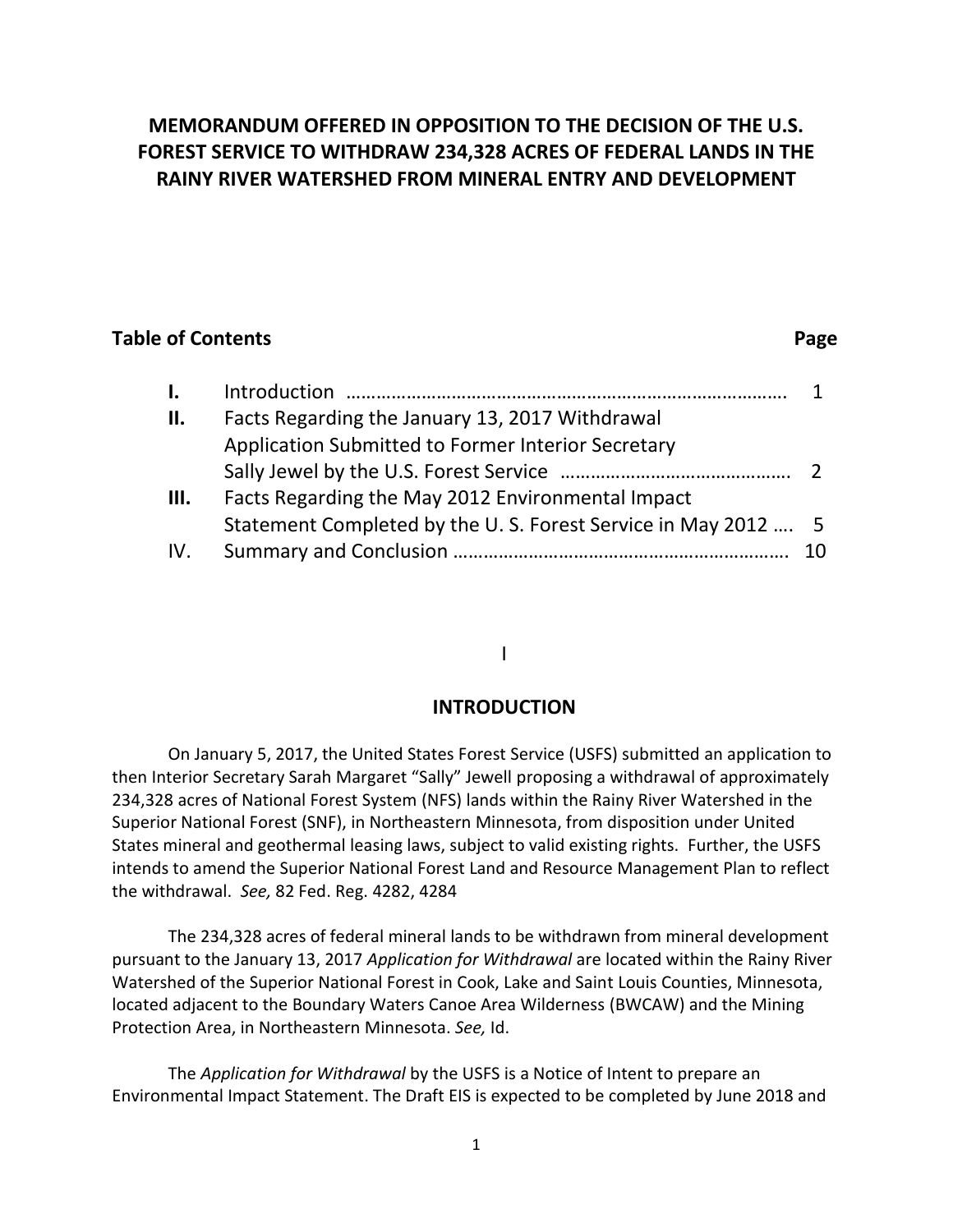# MEMORANDUM OFFERED IN OPPOSITION TO THE DECISION OF THE U.S. FOREST SERVICE TO WITHDRAW 234,328 ACRES OF FEDERAL LANDS IN THE RAINY RIVER WATERSHED FROM MINERAL ENTRY AND DEVELOPMENT

**Table of Contents** **Page**

| | | |
|---|---|---|
| **I.** | Introduction ……………………………………………………………………………… | 1 |
| **II.** | Facts Regarding the January 13, 2017 Withdrawal Application Submitted to Former Interior Secretary Sally Jewel by the U.S. Forest Service ……………………………………… | 2 |
| **III.** | Facts Regarding the May 2012 Environmental Impact Statement Completed by the U. S. Forest Service in May 2012 …. | 5 |
| IV. | Summary and Conclusion ………………………………………………………… | 10 |

## I

## INTRODUCTION

On January 5, 2017, the United States Forest Service (USFS) submitted an application to then Interior Secretary Sarah Margaret "Sally" Jewell proposing a withdrawal of approximately 234,328 acres of National Forest System (NFS) lands within the Rainy River Watershed in the Superior National Forest (SNF), in Northeastern Minnesota, from disposition under United States mineral and geothermal leasing laws, subject to valid existing rights. Further, the USFS intends to amend the Superior National Forest Land and Resource Management Plan to reflect the withdrawal. *See,* 82 Fed. Reg. 4282, 4284

The 234,328 acres of federal mineral lands to be withdrawn from mineral development pursuant to the January 13, 2017 *Application for Withdrawal* are located within the Rainy River Watershed of the Superior National Forest in Cook, Lake and Saint Louis Counties, Minnesota, located adjacent to the Boundary Waters Canoe Area Wilderness (BWCAW) and the Mining Protection Area, in Northeastern Minnesota. *See,* Id.

The *Application for Withdrawal* by the USFS is a Notice of Intent to prepare an Environmental Impact Statement. The Draft EIS is expected to be completed by June 2018 and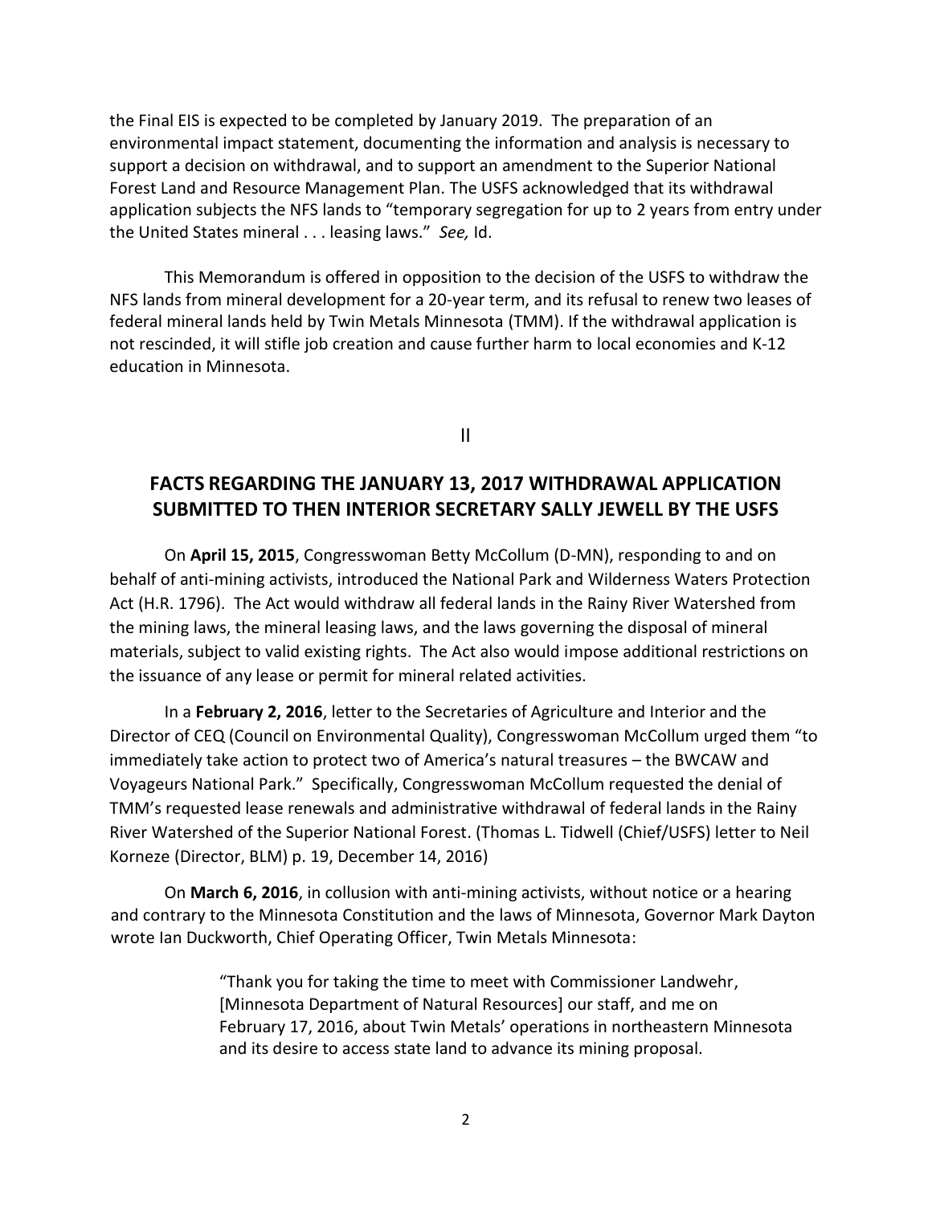the Final EIS is expected to be completed by January 2019. The preparation of an environmental impact statement, documenting the information and analysis is necessary to support a decision on withdrawal, and to support an amendment to the Superior National Forest Land and Resource Management Plan. The USFS acknowledged that its withdrawal application subjects the NFS lands to "temporary segregation for up to 2 years from entry under the United States mineral . . . leasing laws." *See,* Id.

This Memorandum is offered in opposition to the decision of the USFS to withdraw the NFS lands from mineral development for a 20-year term, and its refusal to renew two leases of federal mineral lands held by Twin Metals Minnesota (TMM). If the withdrawal application is not rescinded, it will stifle job creation and cause further harm to local economies and K-12 education in Minnesota.

II

## FACTS REGARDING THE JANUARY 13, 2017 WITHDRAWAL APPLICATION SUBMITTED TO THEN INTERIOR SECRETARY SALLY JEWELL BY THE USFS

On **April 15, 2015**, Congresswoman Betty McCollum (D-MN), responding to and on behalf of anti-mining activists, introduced the National Park and Wilderness Waters Protection Act (H.R. 1796). The Act would withdraw all federal lands in the Rainy River Watershed from the mining laws, the mineral leasing laws, and the laws governing the disposal of mineral materials, subject to valid existing rights. The Act also would impose additional restrictions on the issuance of any lease or permit for mineral related activities.

In a **February 2, 2016**, letter to the Secretaries of Agriculture and Interior and the Director of CEQ (Council on Environmental Quality), Congresswoman McCollum urged them "to immediately take action to protect two of America's natural treasures – the BWCAW and Voyageurs National Park." Specifically, Congresswoman McCollum requested the denial of TMM's requested lease renewals and administrative withdrawal of federal lands in the Rainy River Watershed of the Superior National Forest. (Thomas L. Tidwell (Chief/USFS) letter to Neil Korneze (Director, BLM) p. 19, December 14, 2016)

On **March 6, 2016**, in collusion with anti-mining activists, without notice or a hearing and contrary to the Minnesota Constitution and the laws of Minnesota, Governor Mark Dayton wrote Ian Duckworth, Chief Operating Officer, Twin Metals Minnesota:

> "Thank you for taking the time to meet with Commissioner Landwehr, [Minnesota Department of Natural Resources] our staff, and me on February 17, 2016, about Twin Metals' operations in northeastern Minnesota and its desire to access state land to advance its mining proposal.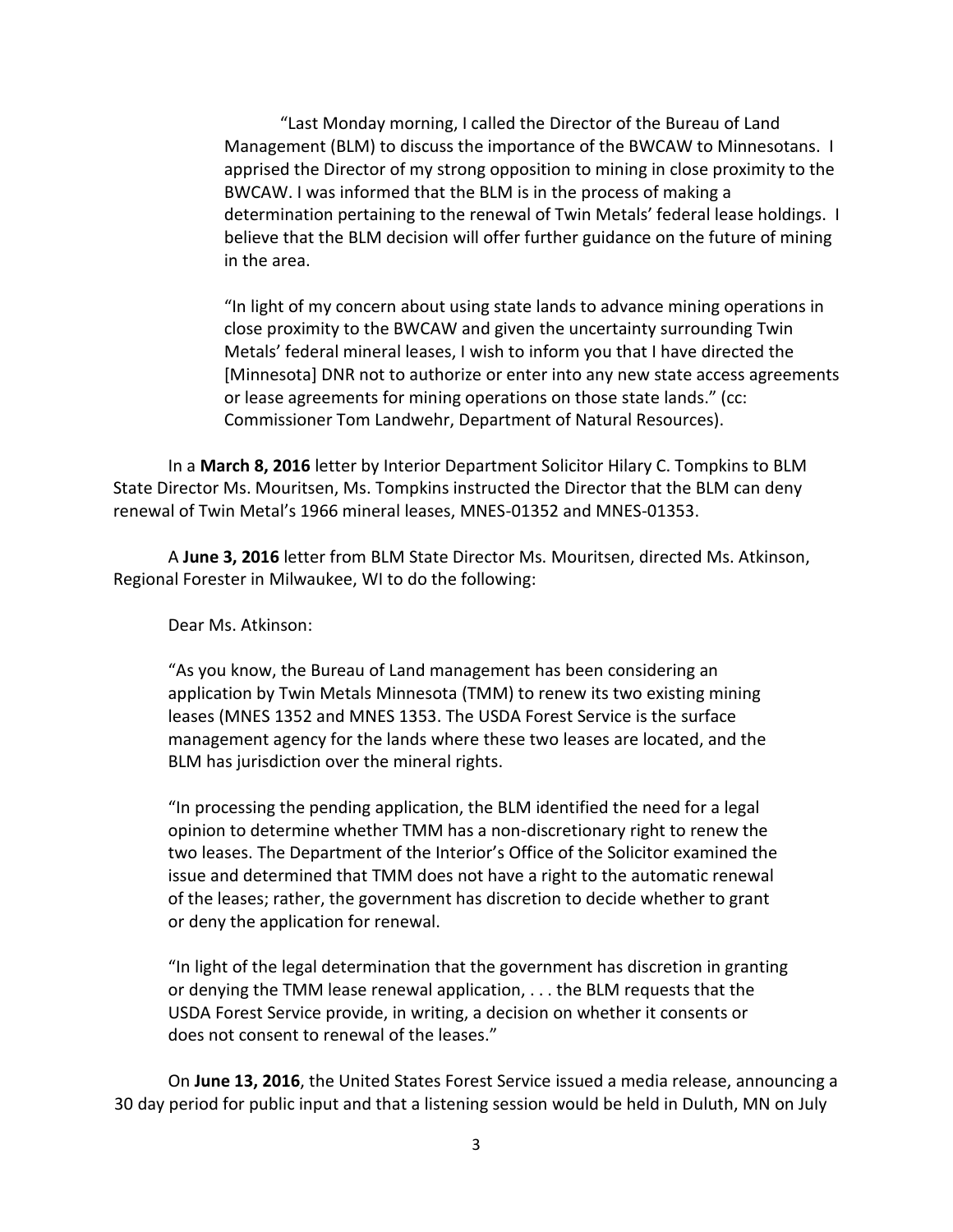> "Last Monday morning, I called the Director of the Bureau of Land Management (BLM) to discuss the importance of the BWCAW to Minnesotans. I apprised the Director of my strong opposition to mining in close proximity to the BWCAW. I was informed that the BLM is in the process of making a determination pertaining to the renewal of Twin Metals' federal lease holdings. I believe that the BLM decision will offer further guidance on the future of mining in the area.
>
> "In light of my concern about using state lands to advance mining operations in close proximity to the BWCAW and given the uncertainty surrounding Twin Metals' federal mineral leases, I wish to inform you that I have directed the [Minnesota] DNR not to authorize or enter into any new state access agreements or lease agreements for mining operations on those state lands." (cc: Commissioner Tom Landwehr, Department of Natural Resources).

In a **March 8, 2016** letter by Interior Department Solicitor Hilary C. Tompkins to BLM State Director Ms. Mouritsen, Ms. Tompkins instructed the Director that the BLM can deny renewal of Twin Metal's 1966 mineral leases, MNES-01352 and MNES-01353.

A **June 3, 2016** letter from BLM State Director Ms. Mouritsen, directed Ms. Atkinson, Regional Forester in Milwaukee, WI to do the following:

> Dear Ms. Atkinson:
>
> "As you know, the Bureau of Land management has been considering an application by Twin Metals Minnesota (TMM) to renew its two existing mining leases (MNES 1352 and MNES 1353. The USDA Forest Service is the surface management agency for the lands where these two leases are located, and the BLM has jurisdiction over the mineral rights.
>
> "In processing the pending application, the BLM identified the need for a legal opinion to determine whether TMM has a non-discretionary right to renew the two leases. The Department of the Interior's Office of the Solicitor examined the issue and determined that TMM does not have a right to the automatic renewal of the leases; rather, the government has discretion to decide whether to grant or deny the application for renewal.
>
> "In light of the legal determination that the government has discretion in granting or denying the TMM lease renewal application, . . . the BLM requests that the USDA Forest Service provide, in writing, a decision on whether it consents or does not consent to renewal of the leases."

On **June 13, 2016**, the United States Forest Service issued a media release, announcing a 30 day period for public input and that a listening session would be held in Duluth, MN on July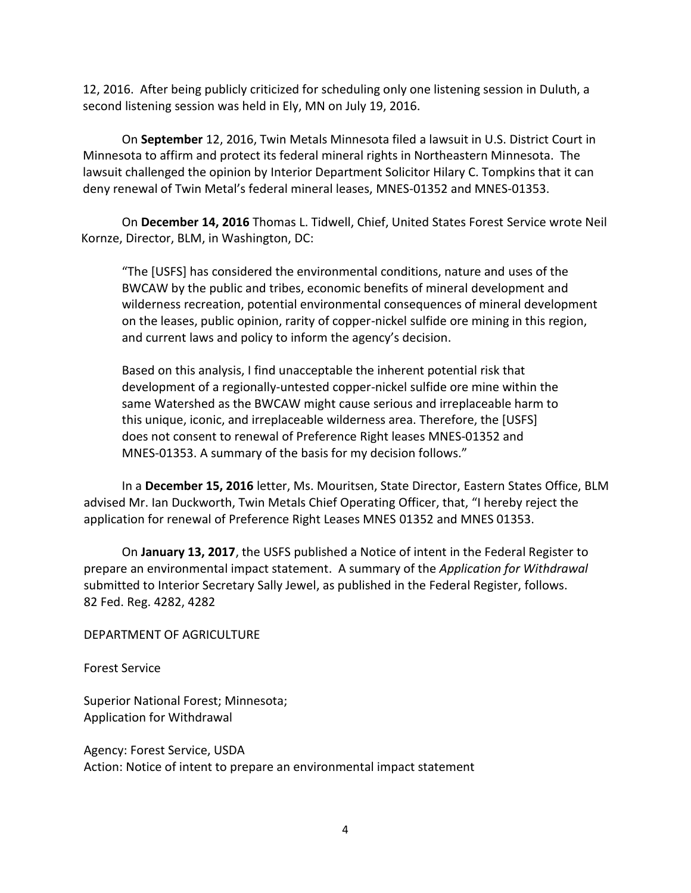12, 2016. After being publicly criticized for scheduling only one listening session in Duluth, a second listening session was held in Ely, MN on July 19, 2016.

On **September** 12, 2016, Twin Metals Minnesota filed a lawsuit in U.S. District Court in Minnesota to affirm and protect its federal mineral rights in Northeastern Minnesota. The lawsuit challenged the opinion by Interior Department Solicitor Hilary C. Tompkins that it can deny renewal of Twin Metal's federal mineral leases, MNES-01352 and MNES-01353.

On **December 14, 2016** Thomas L. Tidwell, Chief, United States Forest Service wrote Neil Kornze, Director, BLM, in Washington, DC:

> "The [USFS] has considered the environmental conditions, nature and uses of the BWCAW by the public and tribes, economic benefits of mineral development and wilderness recreation, potential environmental consequences of mineral development on the leases, public opinion, rarity of copper-nickel sulfide ore mining in this region, and current laws and policy to inform the agency's decision.
>
> Based on this analysis, I find unacceptable the inherent potential risk that development of a regionally-untested copper-nickel sulfide ore mine within the same Watershed as the BWCAW might cause serious and irreplaceable harm to this unique, iconic, and irreplaceable wilderness area. Therefore, the [USFS] does not consent to renewal of Preference Right leases MNES-01352 and MNES-01353. A summary of the basis for my decision follows."

In a **December 15, 2016** letter, Ms. Mouritsen, State Director, Eastern States Office, BLM advised Mr. Ian Duckworth, Twin Metals Chief Operating Officer, that, "I hereby reject the application for renewal of Preference Right Leases MNES 01352 and MNES 01353.

On **January 13, 2017**, the USFS published a Notice of intent in the Federal Register to prepare an environmental impact statement. A summary of the *Application for Withdrawal* submitted to Interior Secretary Sally Jewel, as published in the Federal Register, follows. 82 Fed. Reg. 4282, 4282

DEPARTMENT OF AGRICULTURE

Forest Service

Superior National Forest; Minnesota;
Application for Withdrawal

Agency: Forest Service, USDA
Action: Notice of intent to prepare an environmental impact statement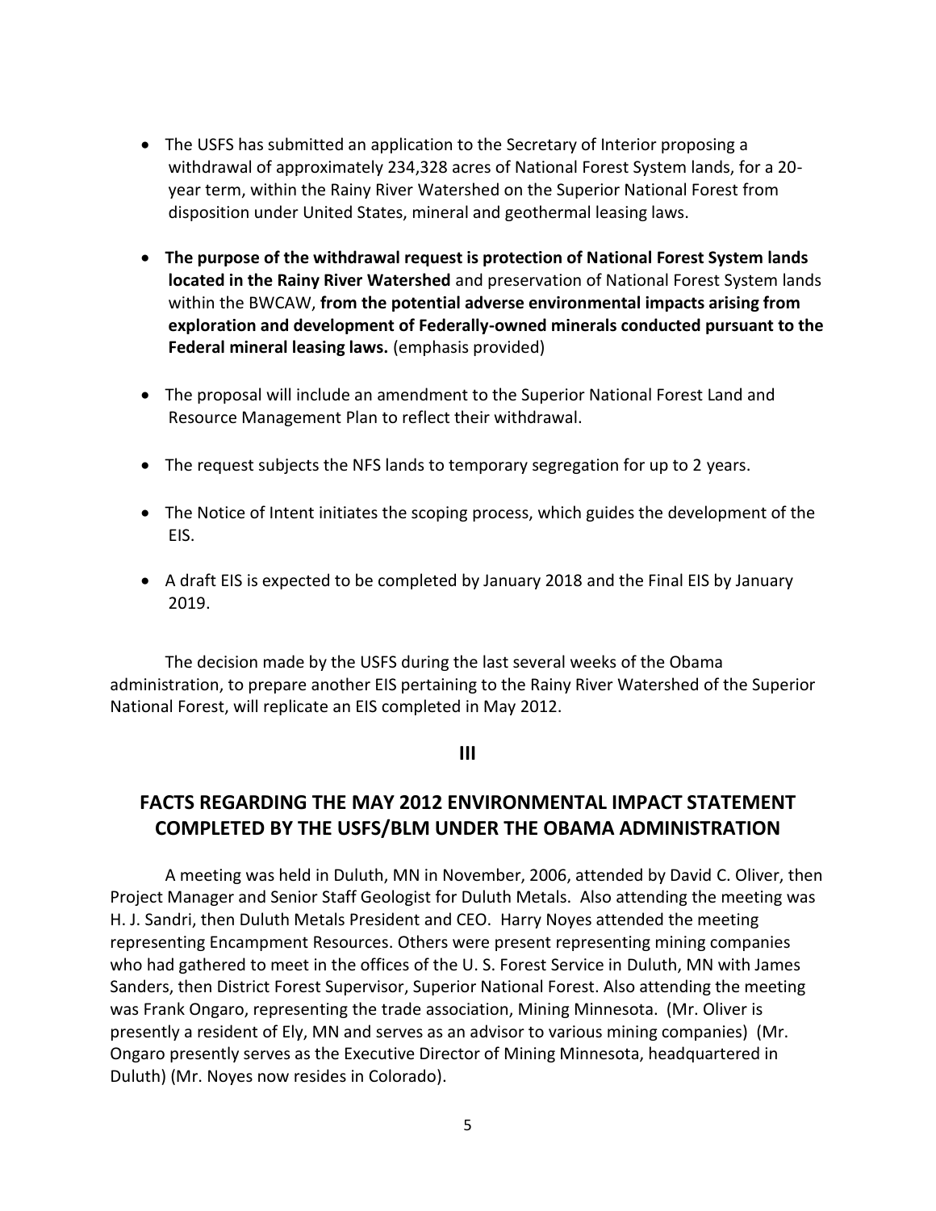- The USFS has submitted an application to the Secretary of Interior proposing a withdrawal of approximately 234,328 acres of National Forest System lands, for a 20-year term, within the Rainy River Watershed on the Superior National Forest from disposition under United States, mineral and geothermal leasing laws.

- **The purpose of the withdrawal request is protection of National Forest System lands located in the Rainy River Watershed** and preservation of National Forest System lands within the BWCAW, **from the potential adverse environmental impacts arising from exploration and development of Federally-owned minerals conducted pursuant to the Federal mineral leasing laws.** (emphasis provided)

- The proposal will include an amendment to the Superior National Forest Land and Resource Management Plan to reflect their withdrawal.

- The request subjects the NFS lands to temporary segregation for up to 2 years.

- The Notice of Intent initiates the scoping process, which guides the development of the EIS.

- A draft EIS is expected to be completed by January 2018 and the Final EIS by January 2019.

The decision made by the USFS during the last several weeks of the Obama administration, to prepare another EIS pertaining to the Rainy River Watershed of the Superior National Forest, will replicate an EIS completed in May 2012.

**III**

## FACTS REGARDING THE MAY 2012 ENVIRONMENTAL IMPACT STATEMENT COMPLETED BY THE USFS/BLM UNDER THE OBAMA ADMINISTRATION

A meeting was held in Duluth, MN in November, 2006, attended by David C. Oliver, then Project Manager and Senior Staff Geologist for Duluth Metals. Also attending the meeting was H. J. Sandri, then Duluth Metals President and CEO. Harry Noyes attended the meeting representing Encampment Resources. Others were present representing mining companies who had gathered to meet in the offices of the U. S. Forest Service in Duluth, MN with James Sanders, then District Forest Supervisor, Superior National Forest. Also attending the meeting was Frank Ongaro, representing the trade association, Mining Minnesota. (Mr. Oliver is presently a resident of Ely, MN and serves as an advisor to various mining companies) (Mr. Ongaro presently serves as the Executive Director of Mining Minnesota, headquartered in Duluth) (Mr. Noyes now resides in Colorado).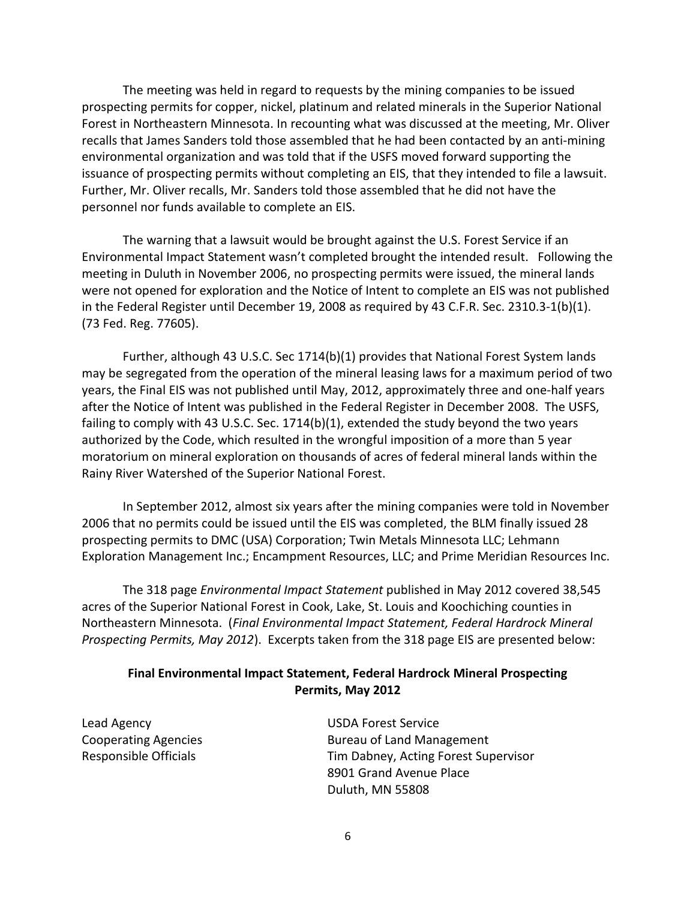The meeting was held in regard to requests by the mining companies to be issued prospecting permits for copper, nickel, platinum and related minerals in the Superior National Forest in Northeastern Minnesota. In recounting what was discussed at the meeting, Mr. Oliver recalls that James Sanders told those assembled that he had been contacted by an anti-mining environmental organization and was told that if the USFS moved forward supporting the issuance of prospecting permits without completing an EIS, that they intended to file a lawsuit. Further, Mr. Oliver recalls, Mr. Sanders told those assembled that he did not have the personnel nor funds available to complete an EIS.

The warning that a lawsuit would be brought against the U.S. Forest Service if an Environmental Impact Statement wasn't completed brought the intended result. Following the meeting in Duluth in November 2006, no prospecting permits were issued, the mineral lands were not opened for exploration and the Notice of Intent to complete an EIS was not published in the Federal Register until December 19, 2008 as required by 43 C.F.R. Sec. 2310.3-1(b)(1). (73 Fed. Reg. 77605).

Further, although 43 U.S.C. Sec 1714(b)(1) provides that National Forest System lands may be segregated from the operation of the mineral leasing laws for a maximum period of two years, the Final EIS was not published until May, 2012, approximately three and one-half years after the Notice of Intent was published in the Federal Register in December 2008. The USFS, failing to comply with 43 U.S.C. Sec. 1714(b)(1), extended the study beyond the two years authorized by the Code, which resulted in the wrongful imposition of a more than 5 year moratorium on mineral exploration on thousands of acres of federal mineral lands within the Rainy River Watershed of the Superior National Forest.

In September 2012, almost six years after the mining companies were told in November 2006 that no permits could be issued until the EIS was completed, the BLM finally issued 28 prospecting permits to DMC (USA) Corporation; Twin Metals Minnesota LLC; Lehmann Exploration Management Inc.; Encampment Resources, LLC; and Prime Meridian Resources Inc.

The 318 page *Environmental Impact Statement* published in May 2012 covered 38,545 acres of the Superior National Forest in Cook, Lake, St. Louis and Koochiching counties in Northeastern Minnesota. (*Final Environmental Impact Statement, Federal Hardrock Mineral Prospecting Permits, May 2012*). Excerpts taken from the 318 page EIS are presented below:

**Final Environmental Impact Statement, Federal Hardrock Mineral Prospecting Permits, May 2012**

Lead Agency — USDA Forest Service

Cooperating Agencies — Bureau of Land Management

Responsible Officials — Tim Dabney, Acting Forest Supervisor
8901 Grand Avenue Place
Duluth, MN 55808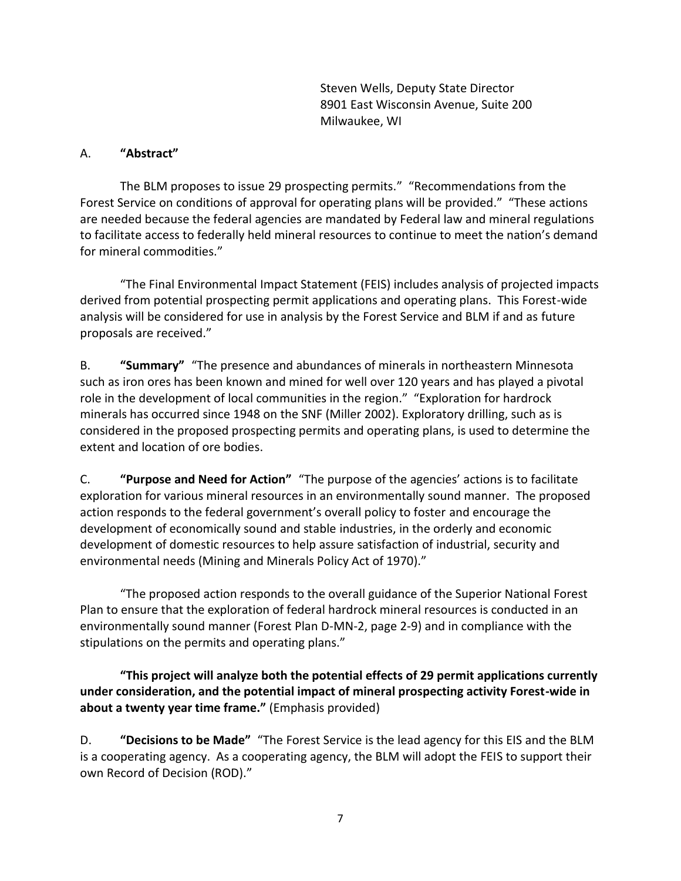Steven Wells, Deputy State Director
8901 East Wisconsin Avenue, Suite 200
Milwaukee, WI

A. **"Abstract"**

The BLM proposes to issue 29 prospecting permits." "Recommendations from the Forest Service on conditions of approval for operating plans will be provided." "These actions are needed because the federal agencies are mandated by Federal law and mineral regulations to facilitate access to federally held mineral resources to continue to meet the nation's demand for mineral commodities."

"The Final Environmental Impact Statement (FEIS) includes analysis of projected impacts derived from potential prospecting permit applications and operating plans. This Forest-wide analysis will be considered for use in analysis by the Forest Service and BLM if and as future proposals are received."

B. **"Summary"** "The presence and abundances of minerals in northeastern Minnesota such as iron ores has been known and mined for well over 120 years and has played a pivotal role in the development of local communities in the region." "Exploration for hardrock minerals has occurred since 1948 on the SNF (Miller 2002). Exploratory drilling, such as is considered in the proposed prospecting permits and operating plans, is used to determine the extent and location of ore bodies.

C. **"Purpose and Need for Action"** "The purpose of the agencies' actions is to facilitate exploration for various mineral resources in an environmentally sound manner. The proposed action responds to the federal government's overall policy to foster and encourage the development of economically sound and stable industries, in the orderly and economic development of domestic resources to help assure satisfaction of industrial, security and environmental needs (Mining and Minerals Policy Act of 1970)."

"The proposed action responds to the overall guidance of the Superior National Forest Plan to ensure that the exploration of federal hardrock mineral resources is conducted in an environmentally sound manner (Forest Plan D-MN-2, page 2-9) and in compliance with the stipulations on the permits and operating plans."

**"This project will analyze both the potential effects of 29 permit applications currently under consideration, and the potential impact of mineral prospecting activity Forest-wide in about a twenty year time frame."** (Emphasis provided)

D. **"Decisions to be Made"** "The Forest Service is the lead agency for this EIS and the BLM is a cooperating agency. As a cooperating agency, the BLM will adopt the FEIS to support their own Record of Decision (ROD)."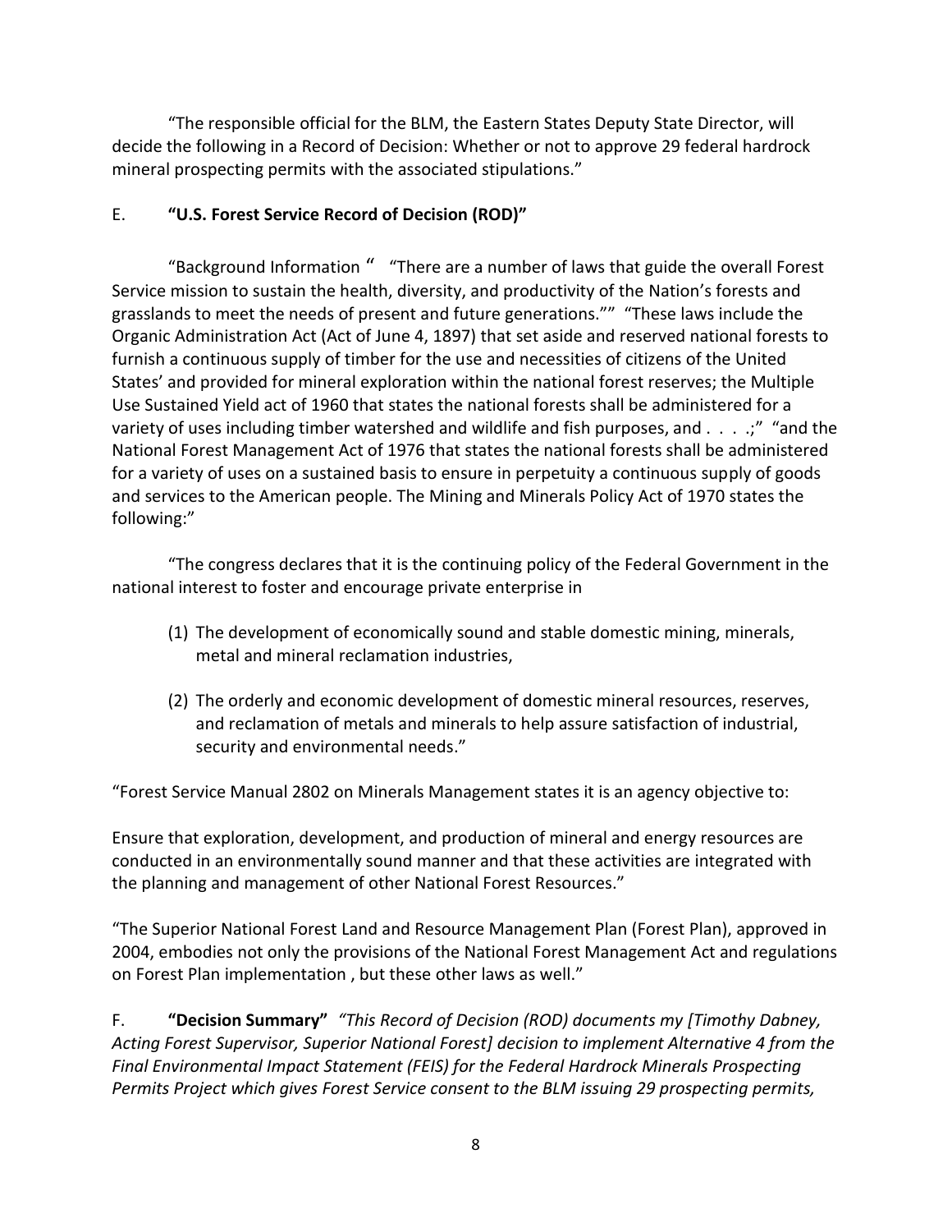“The responsible official for the BLM, the Eastern States Deputy State Director, will decide the following in a Record of Decision: Whether or not to approve 29 federal hardrock mineral prospecting permits with the associated stipulations.”

E. **“U.S. Forest Service Record of Decision (ROD)”**

“Background Information “ “There are a number of laws that guide the overall Forest Service mission to sustain the health, diversity, and productivity of the Nation’s forests and grasslands to meet the needs of present and future generations.”” “These laws include the Organic Administration Act (Act of June 4, 1897) that set aside and reserved national forests to furnish a continuous supply of timber for the use and necessities of citizens of the United States’ and provided for mineral exploration within the national forest reserves; the Multiple Use Sustained Yield act of 1960 that states the national forests shall be administered for a variety of uses including timber watershed and wildlife and fish purposes, and . . . .;” “and the National Forest Management Act of 1976 that states the national forests shall be administered for a variety of uses on a sustained basis to ensure in perpetuity a continuous supply of goods and services to the American people. The Mining and Minerals Policy Act of 1970 states the following:”

“The congress declares that it is the continuing policy of the Federal Government in the national interest to foster and encourage private enterprise in

(1) The development of economically sound and stable domestic mining, minerals, metal and mineral reclamation industries,

(2) The orderly and economic development of domestic mineral resources, reserves, and reclamation of metals and minerals to help assure satisfaction of industrial, security and environmental needs.”

“Forest Service Manual 2802 on Minerals Management states it is an agency objective to:

Ensure that exploration, development, and production of mineral and energy resources are conducted in an environmentally sound manner and that these activities are integrated with the planning and management of other National Forest Resources.”

“The Superior National Forest Land and Resource Management Plan (Forest Plan), approved in 2004, embodies not only the provisions of the National Forest Management Act and regulations on Forest Plan implementation , but these other laws as well.”

F. **“Decision Summary”** *“This Record of Decision (ROD) documents my [Timothy Dabney, Acting Forest Supervisor, Superior National Forest] decision to implement Alternative 4 from the Final Environmental Impact Statement (FEIS) for the Federal Hardrock Minerals Prospecting Permits Project which gives Forest Service consent to the BLM issuing 29 prospecting permits,*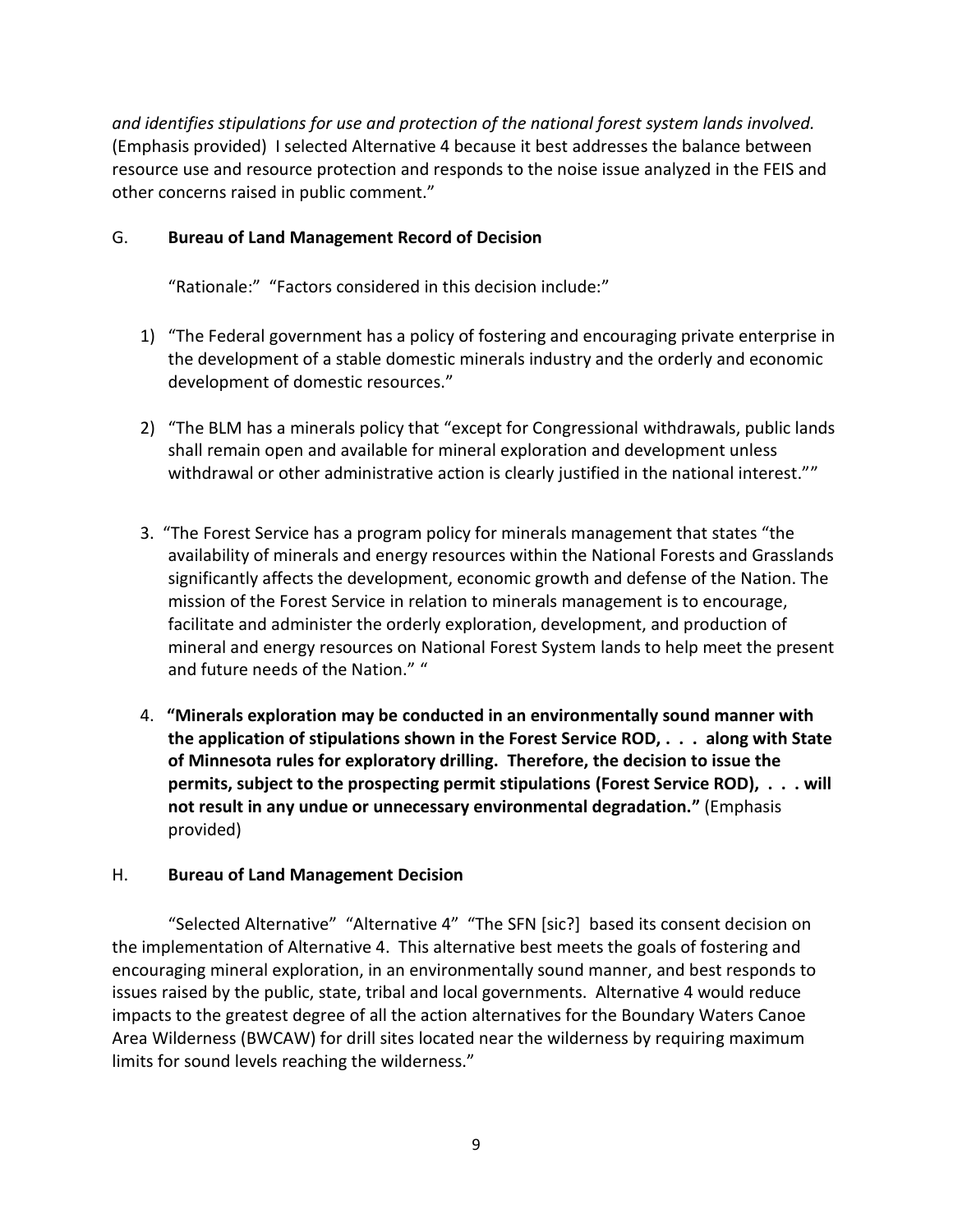*and identifies stipulations for use and protection of the national forest system lands involved.* (Emphasis provided) I selected Alternative 4 because it best addresses the balance between resource use and resource protection and responds to the noise issue analyzed in the FEIS and other concerns raised in public comment."

G. **Bureau of Land Management Record of Decision**

"Rationale:" "Factors considered in this decision include:"

1) "The Federal government has a policy of fostering and encouraging private enterprise in the development of a stable domestic minerals industry and the orderly and economic development of domestic resources."

2) "The BLM has a minerals policy that "except for Congressional withdrawals, public lands shall remain open and available for mineral exploration and development unless withdrawal or other administrative action is clearly justified in the national interest.""

3. "The Forest Service has a program policy for minerals management that states "the availability of minerals and energy resources within the National Forests and Grasslands significantly affects the development, economic growth and defense of the Nation. The mission of the Forest Service in relation to minerals management is to encourage, facilitate and administer the orderly exploration, development, and production of mineral and energy resources on National Forest System lands to help meet the present and future needs of the Nation." "

4. **"Minerals exploration may be conducted in an environmentally sound manner with the application of stipulations shown in the Forest Service ROD, . . . along with State of Minnesota rules for exploratory drilling. Therefore, the decision to issue the permits, subject to the prospecting permit stipulations (Forest Service ROD), . . . will not result in any undue or unnecessary environmental degradation."** (Emphasis provided)

H. **Bureau of Land Management Decision**

"Selected Alternative" "Alternative 4" "The SFN [sic?] based its consent decision on the implementation of Alternative 4. This alternative best meets the goals of fostering and encouraging mineral exploration, in an environmentally sound manner, and best responds to issues raised by the public, state, tribal and local governments. Alternative 4 would reduce impacts to the greatest degree of all the action alternatives for the Boundary Waters Canoe Area Wilderness (BWCAW) for drill sites located near the wilderness by requiring maximum limits for sound levels reaching the wilderness."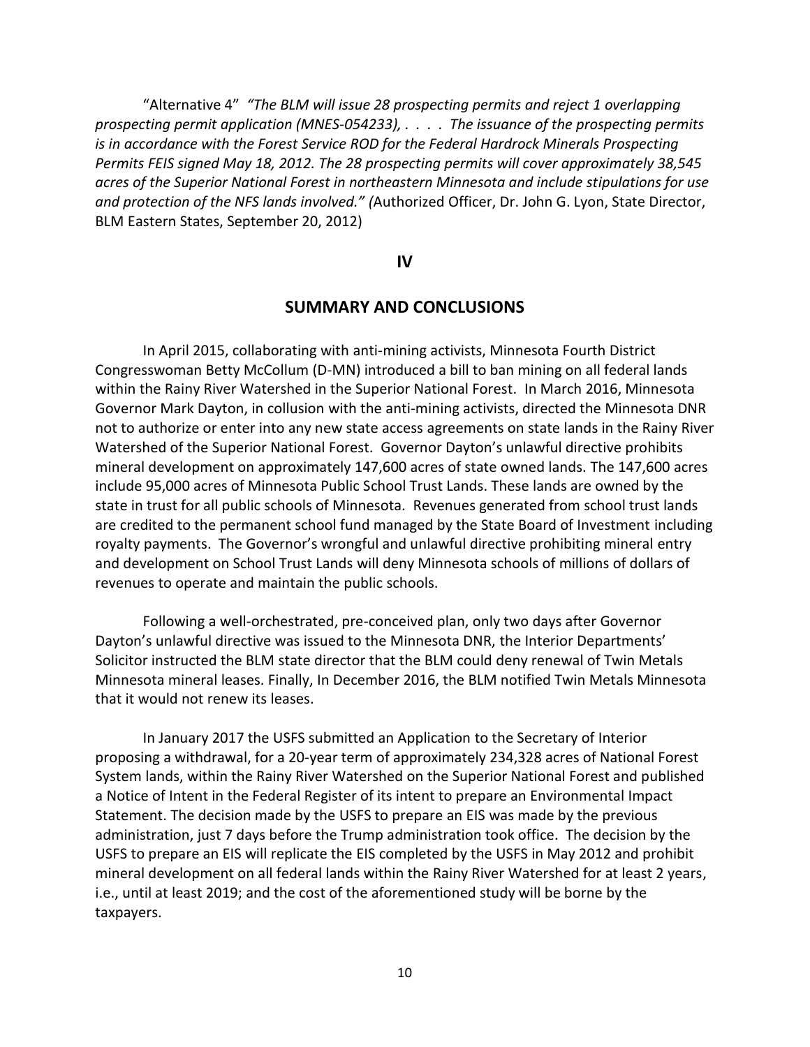"Alternative 4" *"The BLM will issue 28 prospecting permits and reject 1 overlapping prospecting permit application (MNES-054233), . . . . The issuance of the prospecting permits is in accordance with the Forest Service ROD for the Federal Hardrock Minerals Prospecting Permits FEIS signed May 18, 2012. The 28 prospecting permits will cover approximately 38,545 acres of the Superior National Forest in northeastern Minnesota and include stipulations for use and protection of the NFS lands involved." (*Authorized Officer, Dr. John G. Lyon, State Director, BLM Eastern States, September 20, 2012)

## IV

## SUMMARY AND CONCLUSIONS

In April 2015, collaborating with anti-mining activists, Minnesota Fourth District Congresswoman Betty McCollum (D-MN) introduced a bill to ban mining on all federal lands within the Rainy River Watershed in the Superior National Forest. In March 2016, Minnesota Governor Mark Dayton, in collusion with the anti-mining activists, directed the Minnesota DNR not to authorize or enter into any new state access agreements on state lands in the Rainy River Watershed of the Superior National Forest. Governor Dayton's unlawful directive prohibits mineral development on approximately 147,600 acres of state owned lands. The 147,600 acres include 95,000 acres of Minnesota Public School Trust Lands. These lands are owned by the state in trust for all public schools of Minnesota. Revenues generated from school trust lands are credited to the permanent school fund managed by the State Board of Investment including royalty payments. The Governor's wrongful and unlawful directive prohibiting mineral entry and development on School Trust Lands will deny Minnesota schools of millions of dollars of revenues to operate and maintain the public schools.

Following a well-orchestrated, pre-conceived plan, only two days after Governor Dayton's unlawful directive was issued to the Minnesota DNR, the Interior Departments' Solicitor instructed the BLM state director that the BLM could deny renewal of Twin Metals Minnesota mineral leases. Finally, In December 2016, the BLM notified Twin Metals Minnesota that it would not renew its leases.

In January 2017 the USFS submitted an Application to the Secretary of Interior proposing a withdrawal, for a 20-year term of approximately 234,328 acres of National Forest System lands, within the Rainy River Watershed on the Superior National Forest and published a Notice of Intent in the Federal Register of its intent to prepare an Environmental Impact Statement. The decision made by the USFS to prepare an EIS was made by the previous administration, just 7 days before the Trump administration took office. The decision by the USFS to prepare an EIS will replicate the EIS completed by the USFS in May 2012 and prohibit mineral development on all federal lands within the Rainy River Watershed for at least 2 years, i.e., until at least 2019; and the cost of the aforementioned study will be borne by the taxpayers.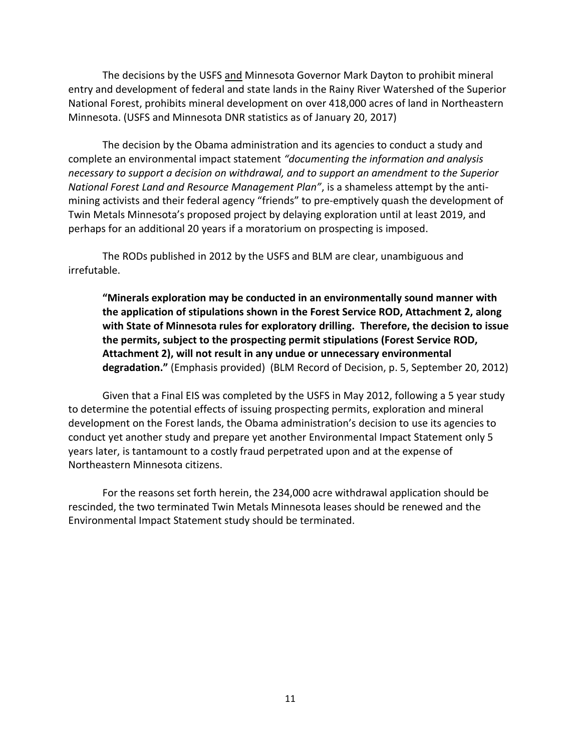The decisions by the USFS and Minnesota Governor Mark Dayton to prohibit mineral entry and development of federal and state lands in the Rainy River Watershed of the Superior National Forest, prohibits mineral development on over 418,000 acres of land in Northeastern Minnesota. (USFS and Minnesota DNR statistics as of January 20, 2017)

The decision by the Obama administration and its agencies to conduct a study and complete an environmental impact statement *"documenting the information and analysis necessary to support a decision on withdrawal, and to support an amendment to the Superior National Forest Land and Resource Management Plan"*, is a shameless attempt by the anti-mining activists and their federal agency "friends" to pre-emptively quash the development of Twin Metals Minnesota's proposed project by delaying exploration until at least 2019, and perhaps for an additional 20 years if a moratorium on prospecting is imposed.

The RODs published in 2012 by the USFS and BLM are clear, unambiguous and irrefutable.

> **"Minerals exploration may be conducted in an environmentally sound manner with the application of stipulations shown in the Forest Service ROD, Attachment 2, along with State of Minnesota rules for exploratory drilling. Therefore, the decision to issue the permits, subject to the prospecting permit stipulations (Forest Service ROD, Attachment 2), will not result in any undue or unnecessary environmental degradation."** (Emphasis provided) (BLM Record of Decision, p. 5, September 20, 2012)

Given that a Final EIS was completed by the USFS in May 2012, following a 5 year study to determine the potential effects of issuing prospecting permits, exploration and mineral development on the Forest lands, the Obama administration's decision to use its agencies to conduct yet another study and prepare yet another Environmental Impact Statement only 5 years later, is tantamount to a costly fraud perpetrated upon and at the expense of Northeastern Minnesota citizens.

For the reasons set forth herein, the 234,000 acre withdrawal application should be rescinded, the two terminated Twin Metals Minnesota leases should be renewed and the Environmental Impact Statement study should be terminated.